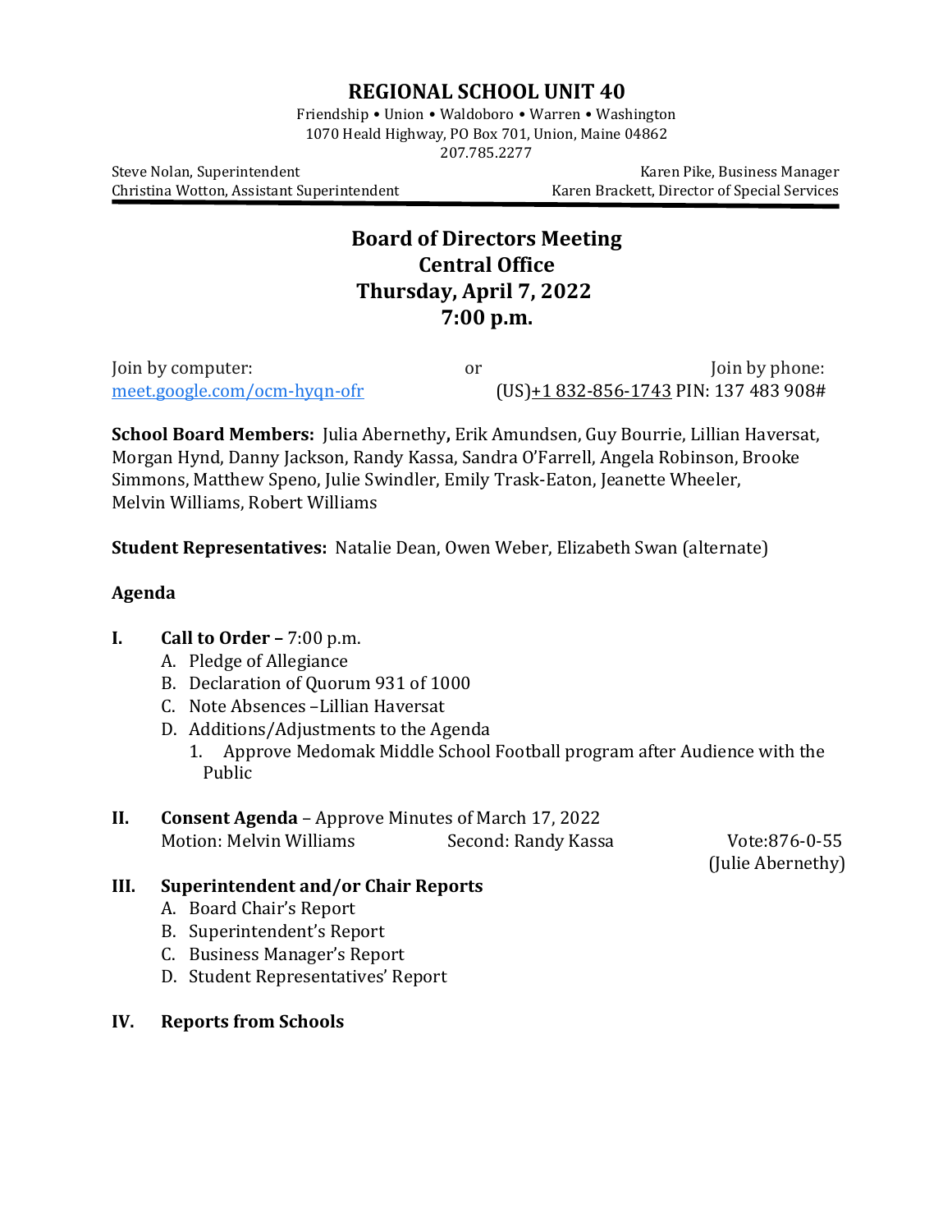# REGIONAL SCHOOL UNIT 40

Friendship • Union • Waldoboro • Warren • Washington
1070 Heald Highway, PO Box 701, Union, Maine 04862
207.785.2277

Steve Nolan, Superintendent
Christina Wotton, Assistant Superintendent

Karen Pike, Business Manager
Karen Brackett, Director of Special Services

---

## Board of Directors Meeting
## Central Office
## Thursday, April 7, 2022
## 7:00 p.m.

Join by computer: meet.google.com/ocm-hyqn-ofr

or

Join by phone: (US)+1 832-856-1743 PIN: 137 483 908#

**School Board Members:** Julia Abernethy**,** Erik Amundsen, Guy Bourrie, Lillian Haversat, Morgan Hynd, Danny Jackson, Randy Kassa, Sandra O'Farrell, Angela Robinson, Brooke Simmons, Matthew Speno, Julie Swindler, Emily Trask-Eaton, Jeanette Wheeler, Melvin Williams, Robert Williams

**Student Representatives:** Natalie Dean, Owen Weber, Elizabeth Swan (alternate)

**Agenda**

**I. Call to Order –** 7:00 p.m.

A. Pledge of Allegiance
B. Declaration of Quorum 931 of 1000
C. Note Absences –Lillian Haversat
D. Additions/Adjustments to the Agenda
   1. Approve Medomak Middle School Football program after Audience with the Public

**II. Consent Agenda** – Approve Minutes of March 17, 2022

Motion: Melvin Williams Second: Randy Kassa Vote:876-0-55 (Julie Abernethy)

**III. Superintendent and/or Chair Reports**

A. Board Chair's Report
B. Superintendent's Report
C. Business Manager's Report
D. Student Representatives' Report

**IV. Reports from Schools**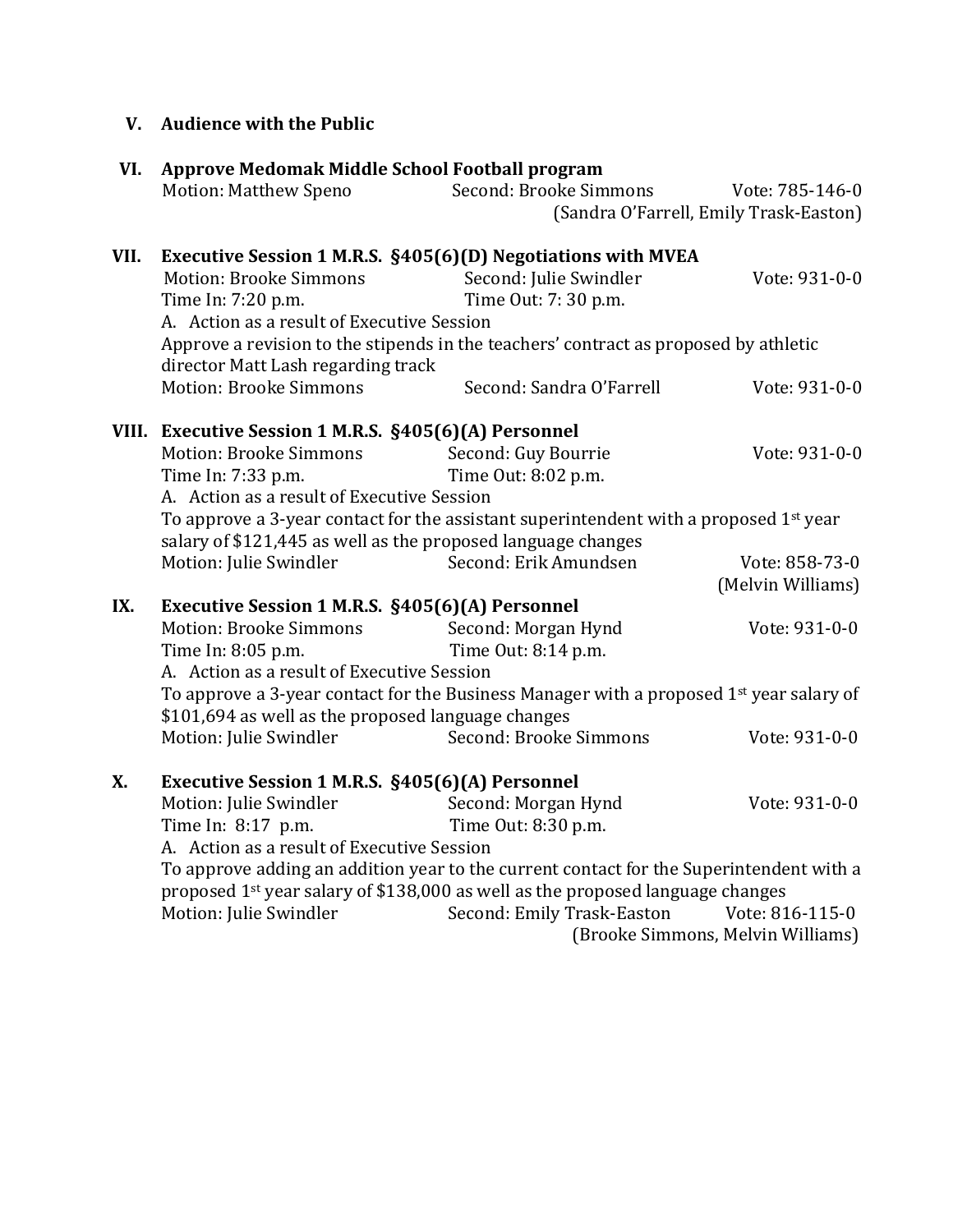**V. Audience with the Public**

**VI. Approve Medomak Middle School Football program**

Motion: Matthew Speno Second: Brooke Simmons Vote: 785-146-0
(Sandra O'Farrell, Emily Trask-Easton)

**VII. Executive Session 1 M.R.S. §405(6)(D) Negotiations with MVEA**

Motion: Brooke Simmons Second: Julie Swindler Vote: 931-0-0
Time In: 7:20 p.m. Time Out: 7: 30 p.m.

A. Action as a result of Executive Session

Approve a revision to the stipends in the teachers' contract as proposed by athletic director Matt Lash regarding track

Motion: Brooke Simmons Second: Sandra O'Farrell Vote: 931-0-0

**VIII. Executive Session 1 M.R.S. §405(6)(A) Personnel**

Motion: Brooke Simmons Second: Guy Bourrie Vote: 931-0-0
Time In: 7:33 p.m. Time Out: 8:02 p.m.

A. Action as a result of Executive Session

To approve a 3-year contact for the assistant superintendent with a proposed 1st year salary of $121,445 as well as the proposed language changes

Motion: Julie Swindler Second: Erik Amundsen Vote: 858-73-0
(Melvin Williams)

**IX. Executive Session 1 M.R.S. §405(6)(A) Personnel**

Motion: Brooke Simmons Second: Morgan Hynd Vote: 931-0-0
Time In: 8:05 p.m. Time Out: 8:14 p.m.

A. Action as a result of Executive Session

To approve a 3-year contact for the Business Manager with a proposed 1st year salary of $101,694 as well as the proposed language changes

Motion: Julie Swindler Second: Brooke Simmons Vote: 931-0-0

**X. Executive Session 1 M.R.S. §405(6)(A) Personnel**

Motion: Julie Swindler Second: Morgan Hynd Vote: 931-0-0
Time In: 8:17 p.m. Time Out: 8:30 p.m.

A. Action as a result of Executive Session

To approve adding an addition year to the current contact for the Superintendent with a proposed 1st year salary of $138,000 as well as the proposed language changes

Motion: Julie Swindler Second: Emily Trask-Easton Vote: 816-115-0
(Brooke Simmons, Melvin Williams)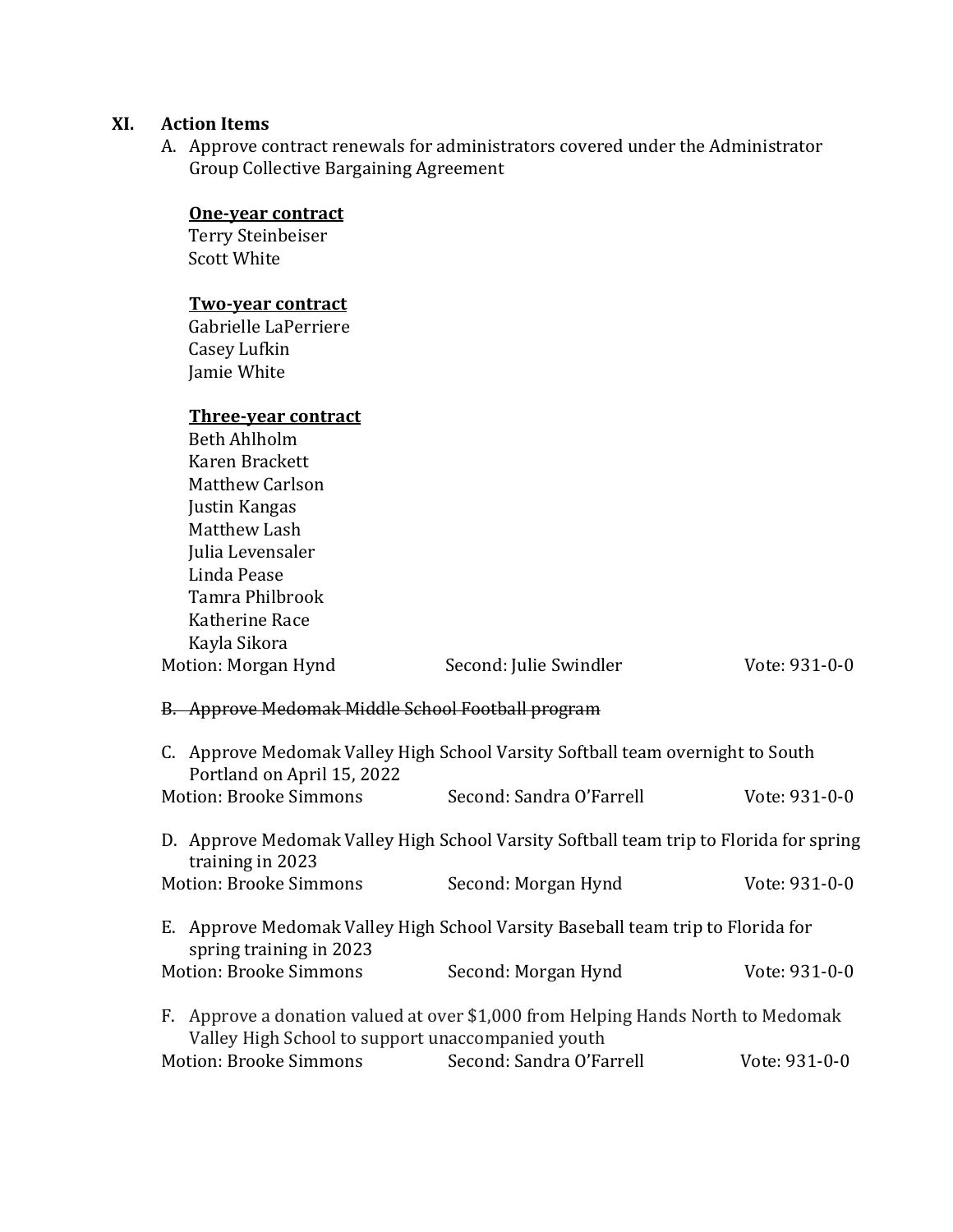## XI. Action Items

A. Approve contract renewals for administrators covered under the Administrator Group Collective Bargaining Agreement

**<u>One-year contract</u>**
Terry Steinbeiser
Scott White

**<u>Two-year contract</u>**
Gabrielle LaPerriere
Casey Lufkin
Jamie White

**<u>Three-year contract</u>**
Beth Ahlholm
Karen Brackett
Matthew Carlson
Justin Kangas
Matthew Lash
Julia Levensaler
Linda Pease
Tamra Philbrook
Katherine Race
Kayla Sikora

Motion: Morgan Hynd    Second: Julie Swindler    Vote: 931-0-0

~~B. Approve Medomak Middle School Football program~~

C. Approve Medomak Valley High School Varsity Softball team overnight to South Portland on April 15, 2022

Motion: Brooke Simmons    Second: Sandra O'Farrell    Vote: 931-0-0

D. Approve Medomak Valley High School Varsity Softball team trip to Florida for spring training in 2023

Motion: Brooke Simmons    Second: Morgan Hynd    Vote: 931-0-0

E. Approve Medomak Valley High School Varsity Baseball team trip to Florida for spring training in 2023

Motion: Brooke Simmons    Second: Morgan Hynd    Vote: 931-0-0

F. Approve a donation valued at over $1,000 from Helping Hands North to Medomak Valley High School to support unaccompanied youth

Motion: Brooke Simmons    Second: Sandra O'Farrell    Vote: 931-0-0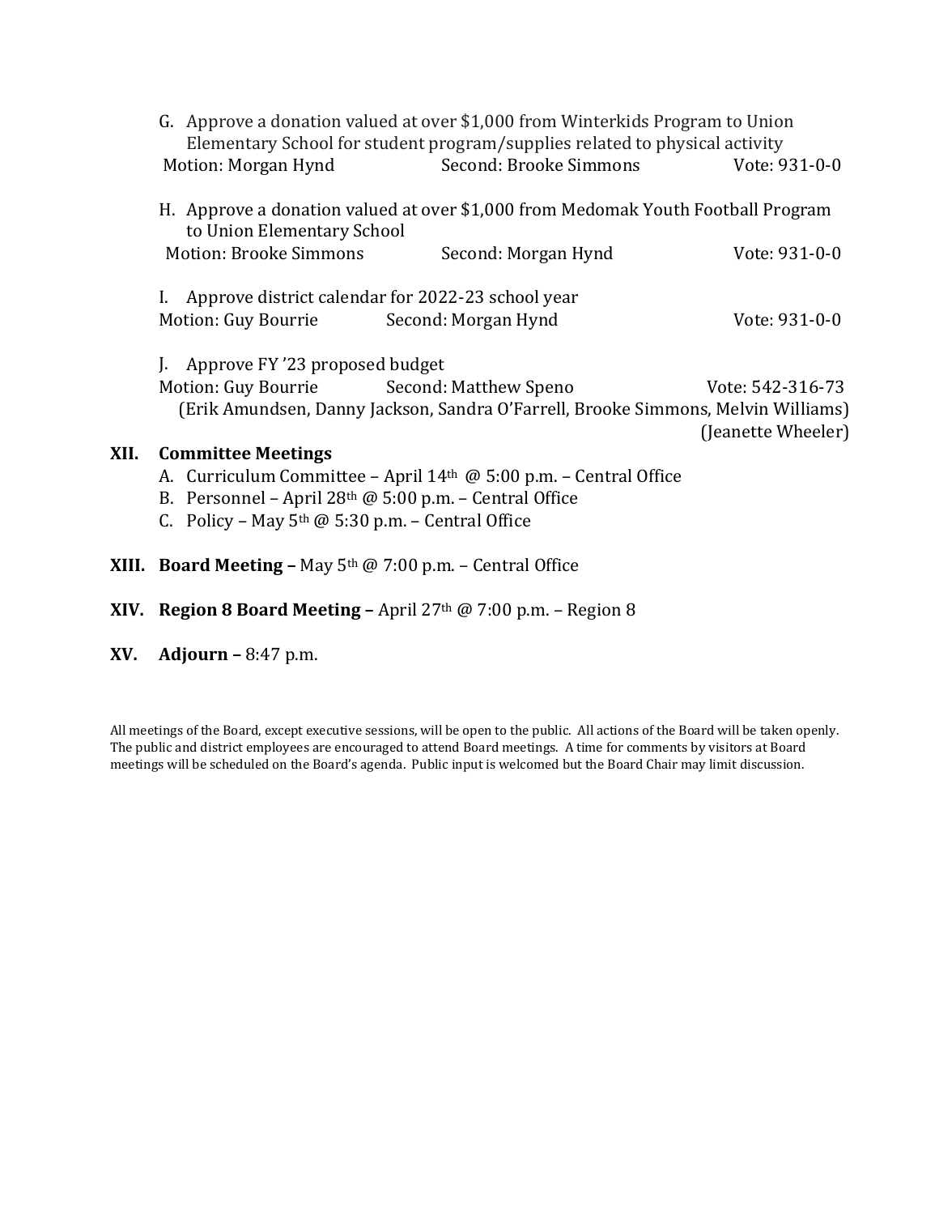G. Approve a donation valued at over $1,000 from Winterkids Program to Union Elementary School for student program/supplies related to physical activity
Motion: Morgan Hynd  Second: Brooke Simmons  Vote: 931-0-0

H. Approve a donation valued at over $1,000 from Medomak Youth Football Program to Union Elementary School
Motion: Brooke Simmons  Second: Morgan Hynd  Vote: 931-0-0

I. Approve district calendar for 2022-23 school year
Motion: Guy Bourrie  Second: Morgan Hynd  Vote: 931-0-0

J. Approve FY '23 proposed budget
Motion: Guy Bourrie  Second: Matthew Speno  Vote: 542-316-73
(Erik Amundsen, Danny Jackson, Sandra O'Farrell, Brooke Simmons, Melvin Williams)
(Jeanette Wheeler)

**XII. Committee Meetings**

A. Curriculum Committee – April 14th @ 5:00 p.m. – Central Office
B. Personnel – April 28th @ 5:00 p.m. – Central Office
C. Policy – May 5th @ 5:30 p.m. – Central Office

**XIII. Board Meeting –** May 5th @ 7:00 p.m. – Central Office

**XIV. Region 8 Board Meeting –** April 27th @ 7:00 p.m. – Region 8

**XV. Adjourn –** 8:47 p.m.

All meetings of the Board, except executive sessions, will be open to the public. All actions of the Board will be taken openly. The public and district employees are encouraged to attend Board meetings. A time for comments by visitors at Board meetings will be scheduled on the Board's agenda. Public input is welcomed but the Board Chair may limit discussion.